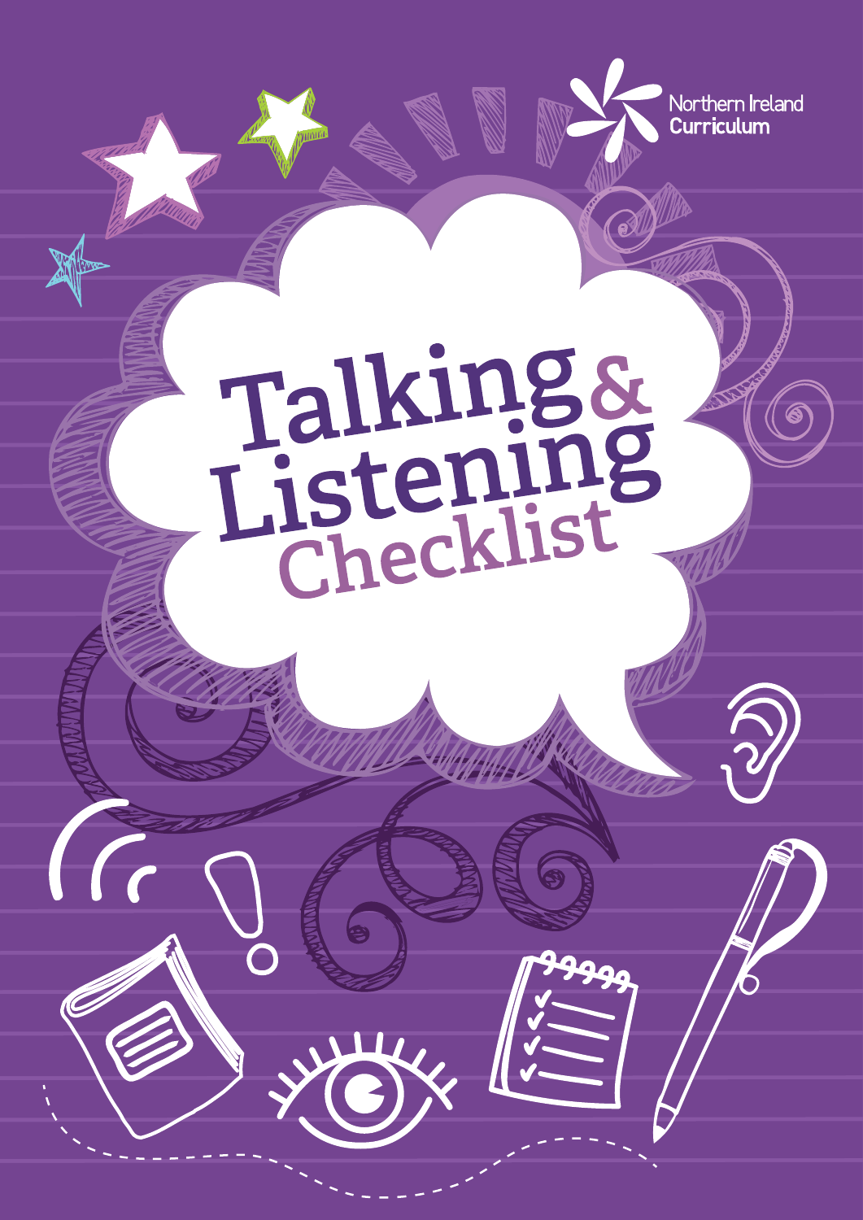Northern Ireland Curriculum

# Talking & Listening Checklist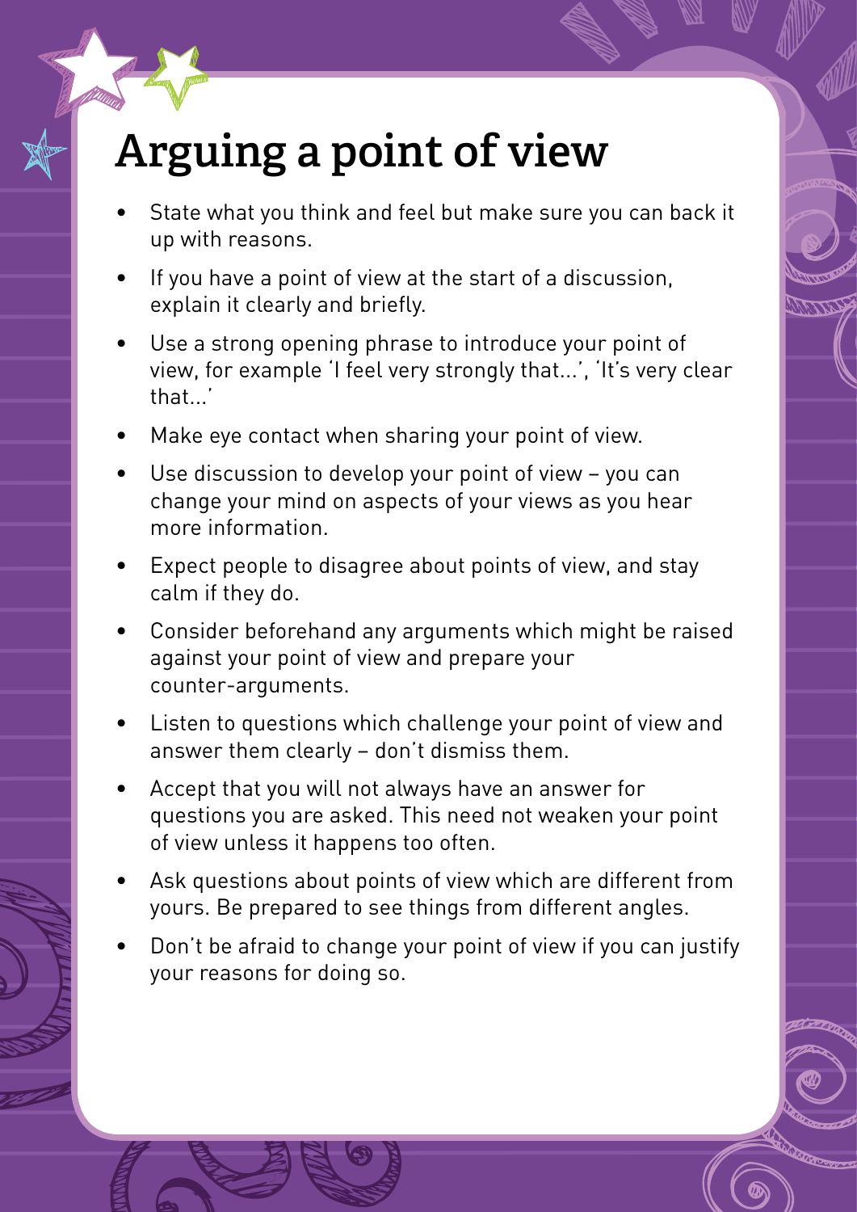# Arguing a point of view

- State what you think and feel but make sure you can back it up with reasons.
- If you have a point of view at the start of a discussion, explain it clearly and briefly.
- Use a strong opening phrase to introduce your point of view, for example 'I feel very strongly that…', 'It's very clear that…'
- Make eye contact when sharing your point of view.
- Use discussion to develop your point of view – you can change your mind on aspects of your views as you hear more information.
- Expect people to disagree about points of view, and stay calm if they do.
- Consider beforehand any arguments which might be raised against your point of view and prepare your counter-arguments.
- Listen to questions which challenge your point of view and answer them clearly – don't dismiss them.
- Accept that you will not always have an answer for questions you are asked. This need not weaken your point of view unless it happens too often.
- Ask questions about points of view which are different from yours. Be prepared to see things from different angles.
- Don't be afraid to change your point of view if you can justify your reasons for doing so.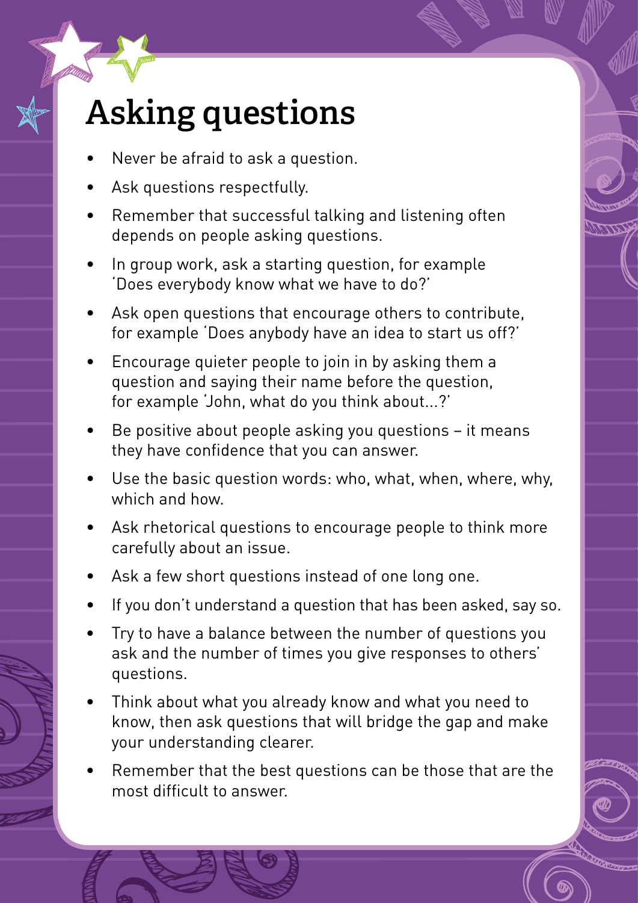# Asking questions

- Never be afraid to ask a question.
- Ask questions respectfully.
- Remember that successful talking and listening often depends on people asking questions.
- In group work, ask a starting question, for example 'Does everybody know what we have to do?'
- Ask open questions that encourage others to contribute, for example 'Does anybody have an idea to start us off?'
- Encourage quieter people to join in by asking them a question and saying their name before the question, for example 'John, what do you think about...?'
- Be positive about people asking you questions – it means they have confidence that you can answer.
- Use the basic question words: who, what, when, where, why, which and how.
- Ask rhetorical questions to encourage people to think more carefully about an issue.
- Ask a few short questions instead of one long one.
- If you don't understand a question that has been asked, say so.
- Try to have a balance between the number of questions you ask and the number of times you give responses to others' questions.
- Think about what you already know and what you need to know, then ask questions that will bridge the gap and make your understanding clearer.
- Remember that the best questions can be those that are the most difficult to answer.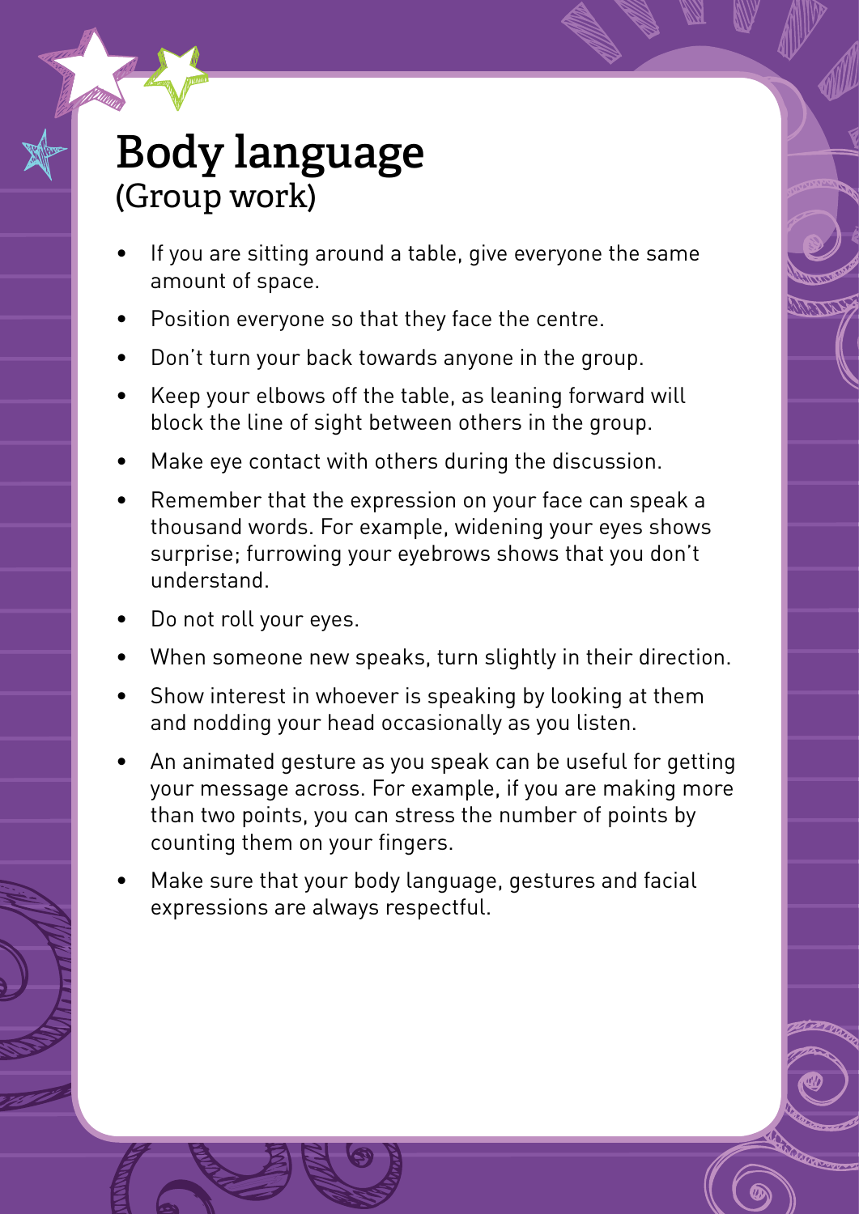# Body language
## (Group work)

- If you are sitting around a table, give everyone the same amount of space.
- Position everyone so that they face the centre.
- Don't turn your back towards anyone in the group.
- Keep your elbows off the table, as leaning forward will block the line of sight between others in the group.
- Make eye contact with others during the discussion.
- Remember that the expression on your face can speak a thousand words. For example, widening your eyes shows surprise; furrowing your eyebrows shows that you don't understand.
- Do not roll your eyes.
- When someone new speaks, turn slightly in their direction.
- Show interest in whoever is speaking by looking at them and nodding your head occasionally as you listen.
- An animated gesture as you speak can be useful for getting your message across. For example, if you are making more than two points, you can stress the number of points by counting them on your fingers.
- Make sure that your body language, gestures and facial expressions are always respectful.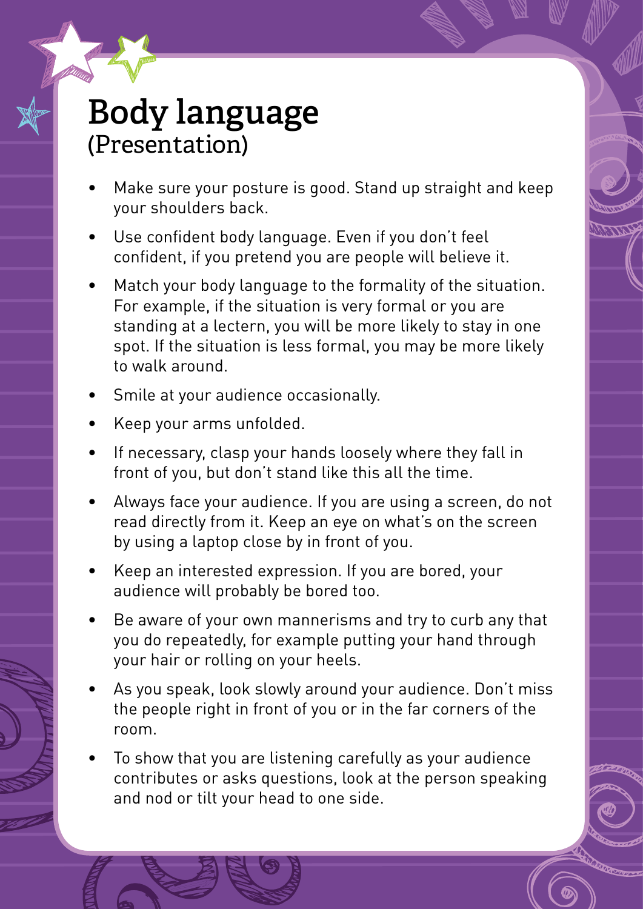# Body language
## (Presentation)

- Make sure your posture is good. Stand up straight and keep your shoulders back.
- Use confident body language. Even if you don't feel confident, if you pretend you are people will believe it.
- Match your body language to the formality of the situation. For example, if the situation is very formal or you are standing at a lectern, you will be more likely to stay in one spot. If the situation is less formal, you may be more likely to walk around.
- Smile at your audience occasionally.
- Keep your arms unfolded.
- If necessary, clasp your hands loosely where they fall in front of you, but don't stand like this all the time.
- Always face your audience. If you are using a screen, do not read directly from it. Keep an eye on what's on the screen by using a laptop close by in front of you.
- Keep an interested expression. If you are bored, your audience will probably be bored too.
- Be aware of your own mannerisms and try to curb any that you do repeatedly, for example putting your hand through your hair or rolling on your heels.
- As you speak, look slowly around your audience. Don't miss the people right in front of you or in the far corners of the room.
- To show that you are listening carefully as your audience contributes or asks questions, look at the person speaking and nod or tilt your head to one side.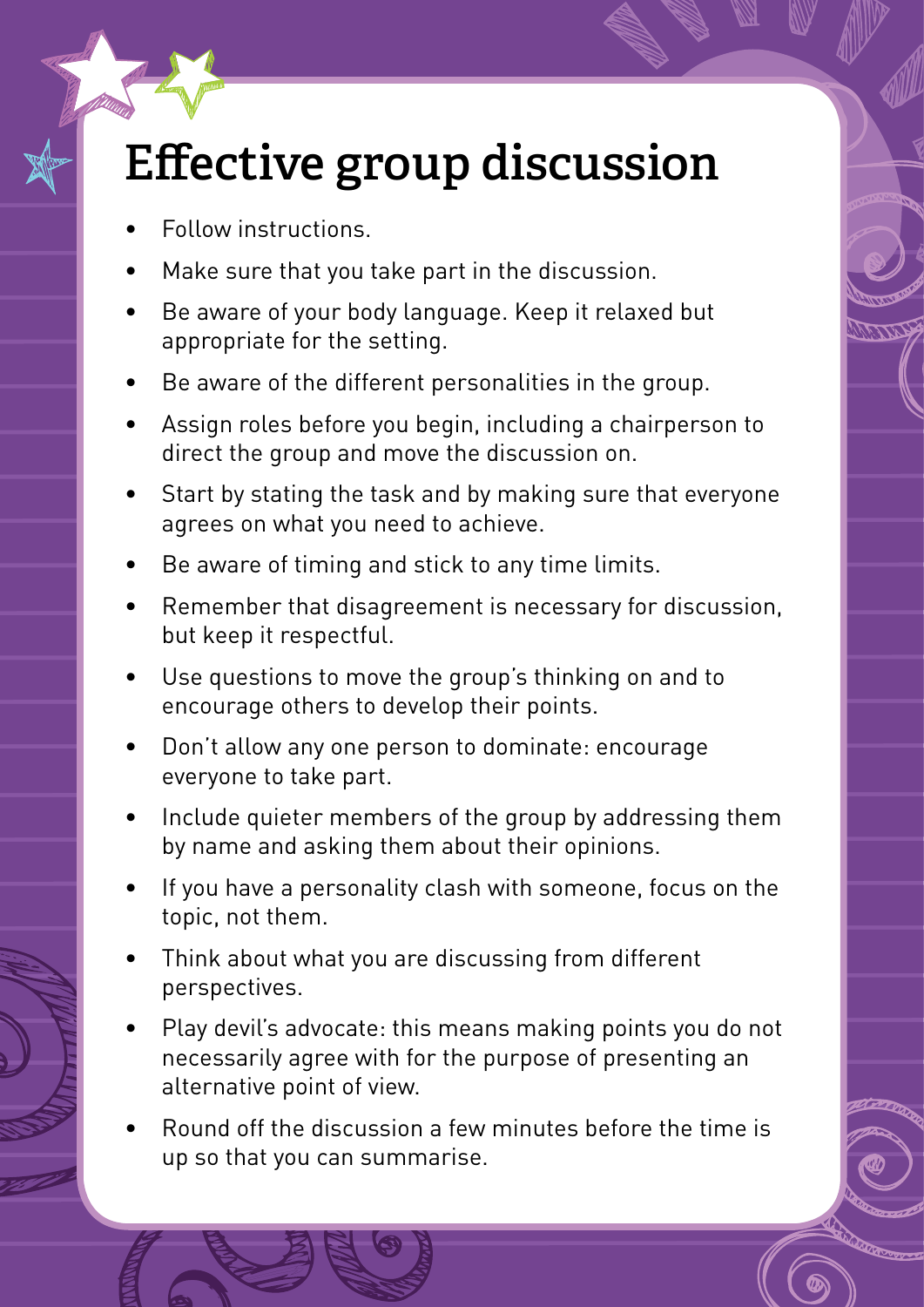# Effective group discussion

- Follow instructions.
- Make sure that you take part in the discussion.
- Be aware of your body language. Keep it relaxed but appropriate for the setting.
- Be aware of the different personalities in the group.
- Assign roles before you begin, including a chairperson to direct the group and move the discussion on.
- Start by stating the task and by making sure that everyone agrees on what you need to achieve.
- Be aware of timing and stick to any time limits.
- Remember that disagreement is necessary for discussion, but keep it respectful.
- Use questions to move the group's thinking on and to encourage others to develop their points.
- Don't allow any one person to dominate: encourage everyone to take part.
- Include quieter members of the group by addressing them by name and asking them about their opinions.
- If you have a personality clash with someone, focus on the topic, not them.
- Think about what you are discussing from different perspectives.
- Play devil's advocate: this means making points you do not necessarily agree with for the purpose of presenting an alternative point of view.
- Round off the discussion a few minutes before the time is up so that you can summarise.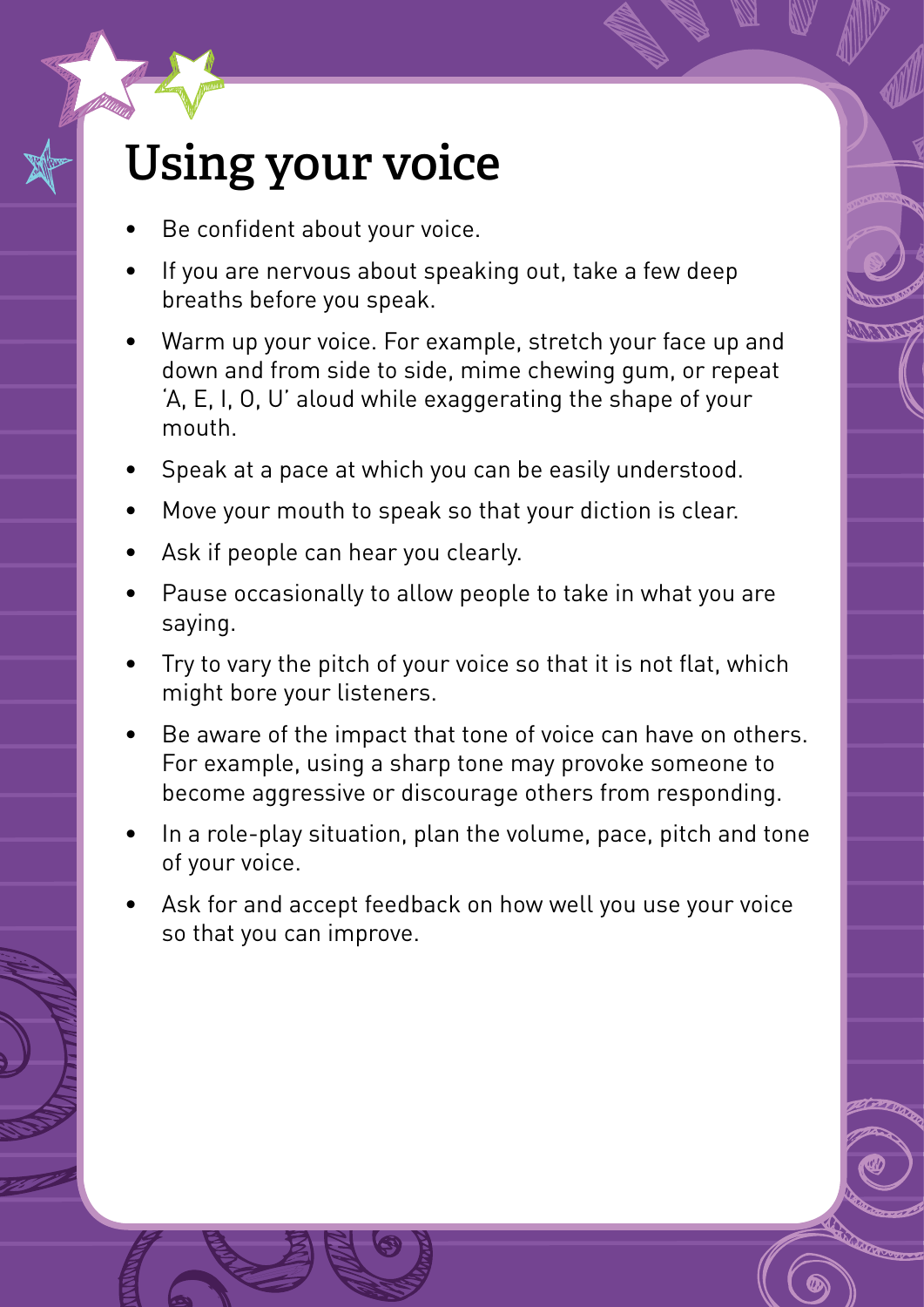# Using your voice

- Be confident about your voice.
- If you are nervous about speaking out, take a few deep breaths before you speak.
- Warm up your voice. For example, stretch your face up and down and from side to side, mime chewing gum, or repeat 'A, E, I, O, U' aloud while exaggerating the shape of your mouth.
- Speak at a pace at which you can be easily understood.
- Move your mouth to speak so that your diction is clear.
- Ask if people can hear you clearly.
- Pause occasionally to allow people to take in what you are saying.
- Try to vary the pitch of your voice so that it is not flat, which might bore your listeners.
- Be aware of the impact that tone of voice can have on others. For example, using a sharp tone may provoke someone to become aggressive or discourage others from responding.
- In a role-play situation, plan the volume, pace, pitch and tone of your voice.
- Ask for and accept feedback on how well you use your voice so that you can improve.